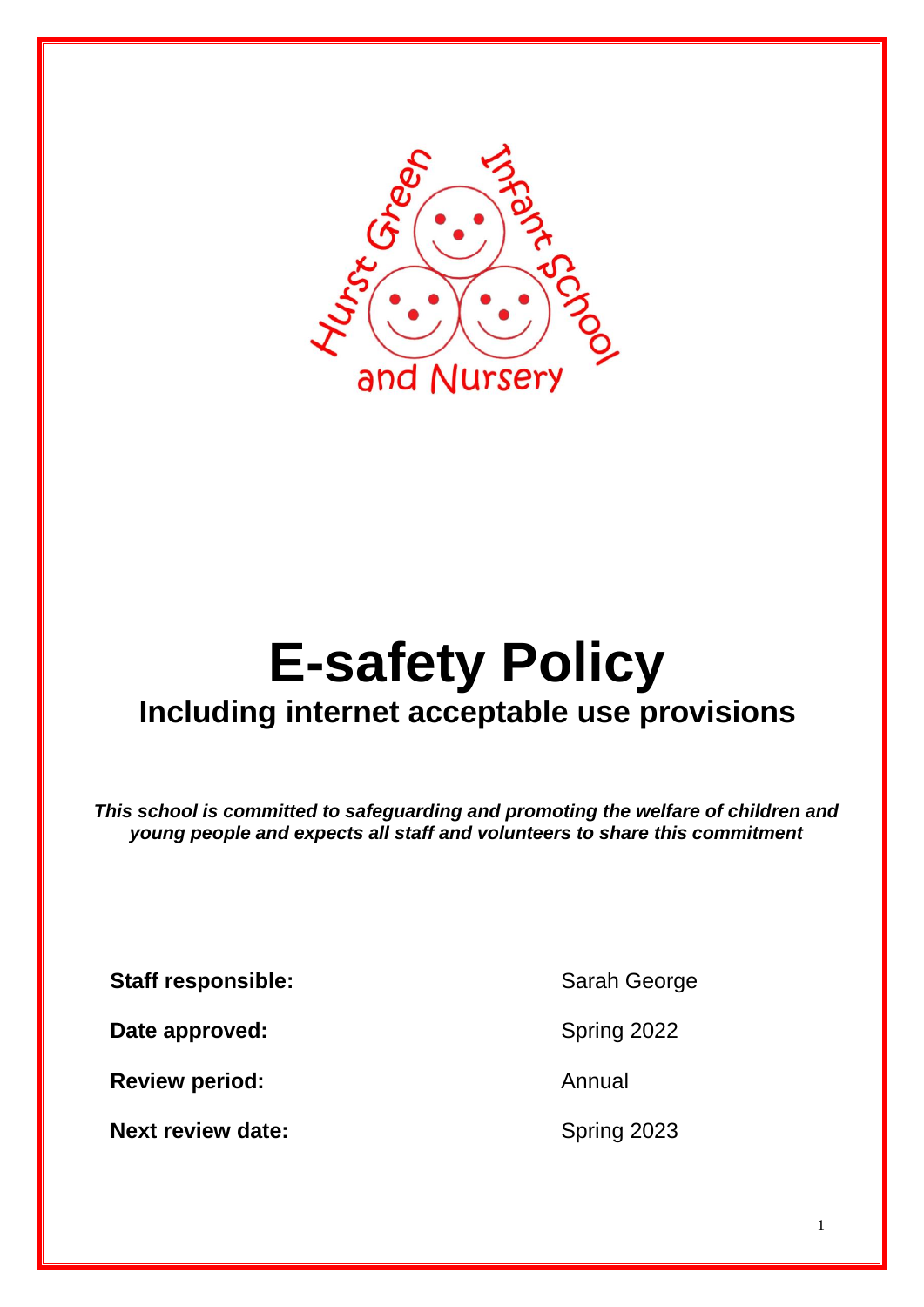# E-safety Policy

## Including internet acceptable use provisions

***This school is committed to safeguarding and promoting the welfare of children and young people and expects all staff and volunteers to share this commitment***

| | |
|---|---|
| **Staff responsible:** | Sarah George |
| **Date approved:** | Spring 2022 |
| **Review period:** | Annual |
| **Next review date:** | Spring 2023 |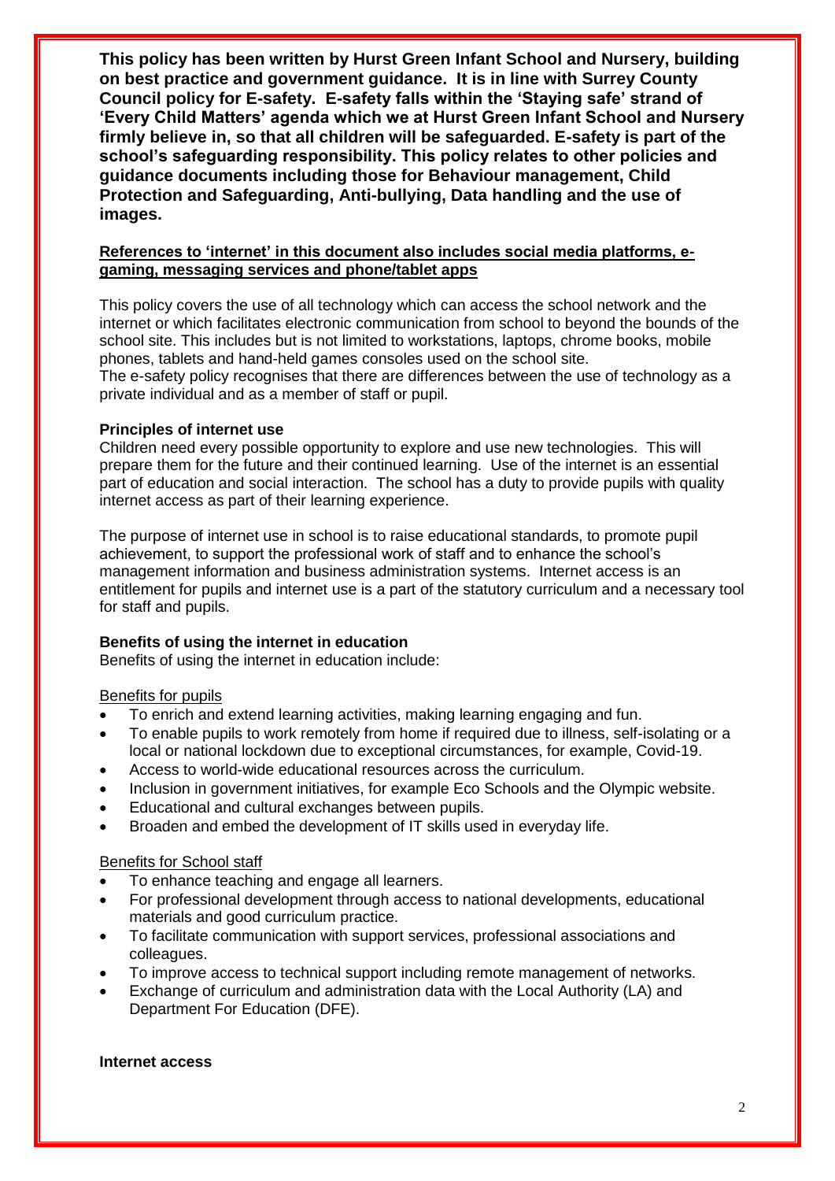**This policy has been written by Hurst Green Infant School and Nursery, building on best practice and government guidance. It is in line with Surrey County Council policy for E-safety. E-safety falls within the 'Staying safe' strand of 'Every Child Matters' agenda which we at Hurst Green Infant School and Nursery firmly believe in, so that all children will be safeguarded. E-safety is part of the school's safeguarding responsibility. This policy relates to other policies and guidance documents including those for Behaviour management, Child Protection and Safeguarding, Anti-bullying, Data handling and the use of images.**

**References to 'internet' in this document also includes social media platforms, e-gaming, messaging services and phone/tablet apps**

This policy covers the use of all technology which can access the school network and the internet or which facilitates electronic communication from school to beyond the bounds of the school site. This includes but is not limited to workstations, laptops, chrome books, mobile phones, tablets and hand-held games consoles used on the school site.
The e-safety policy recognises that there are differences between the use of technology as a private individual and as a member of staff or pupil.

**Principles of internet use**

Children need every possible opportunity to explore and use new technologies. This will prepare them for the future and their continued learning. Use of the internet is an essential part of education and social interaction. The school has a duty to provide pupils with quality internet access as part of their learning experience.

The purpose of internet use in school is to raise educational standards, to promote pupil achievement, to support the professional work of staff and to enhance the school's management information and business administration systems. Internet access is an entitlement for pupils and internet use is a part of the statutory curriculum and a necessary tool for staff and pupils.

**Benefits of using the internet in education**

Benefits of using the internet in education include:

Benefits for pupils

- To enrich and extend learning activities, making learning engaging and fun.
- To enable pupils to work remotely from home if required due to illness, self-isolating or a local or national lockdown due to exceptional circumstances, for example, Covid-19.
- Access to world-wide educational resources across the curriculum.
- Inclusion in government initiatives, for example Eco Schools and the Olympic website.
- Educational and cultural exchanges between pupils.
- Broaden and embed the development of IT skills used in everyday life.

Benefits for School staff

- To enhance teaching and engage all learners.
- For professional development through access to national developments, educational materials and good curriculum practice.
- To facilitate communication with support services, professional associations and colleagues.
- To improve access to technical support including remote management of networks.
- Exchange of curriculum and administration data with the Local Authority (LA) and Department For Education (DFE).

**Internet access**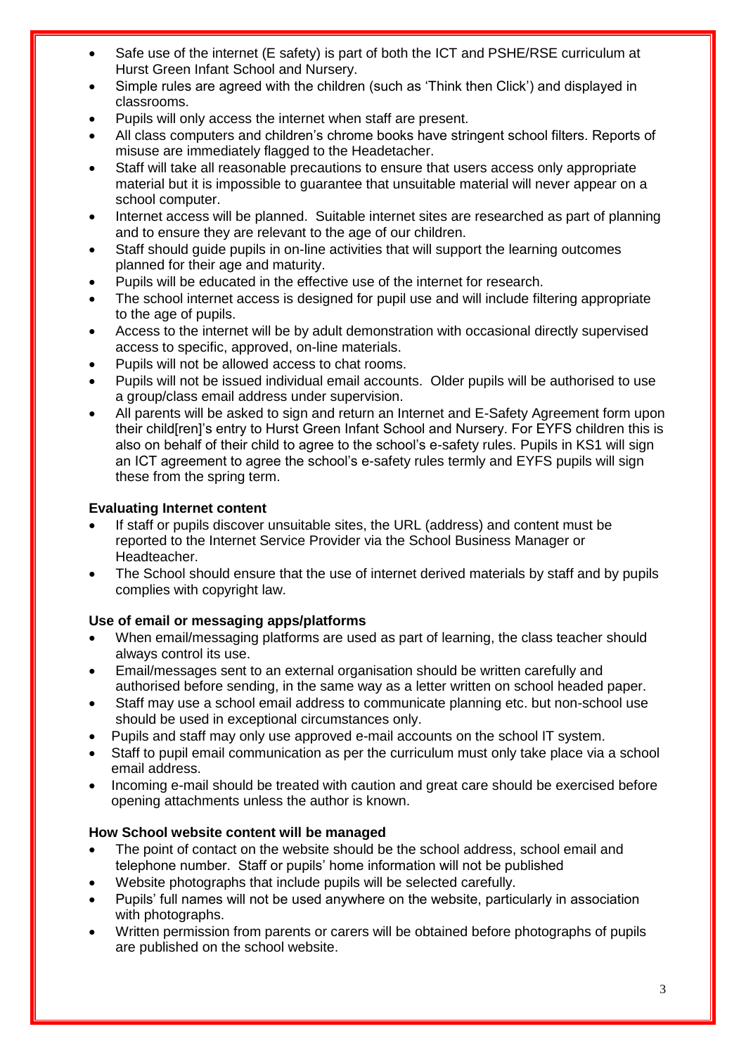- Safe use of the internet (E safety) is part of both the ICT and PSHE/RSE curriculum at Hurst Green Infant School and Nursery.
- Simple rules are agreed with the children (such as 'Think then Click') and displayed in classrooms.
- Pupils will only access the internet when staff are present.
- All class computers and children's chrome books have stringent school filters. Reports of misuse are immediately flagged to the Headetacher.
- Staff will take all reasonable precautions to ensure that users access only appropriate material but it is impossible to guarantee that unsuitable material will never appear on a school computer.
- Internet access will be planned. Suitable internet sites are researched as part of planning and to ensure they are relevant to the age of our children.
- Staff should guide pupils in on-line activities that will support the learning outcomes planned for their age and maturity.
- Pupils will be educated in the effective use of the internet for research.
- The school internet access is designed for pupil use and will include filtering appropriate to the age of pupils.
- Access to the internet will be by adult demonstration with occasional directly supervised access to specific, approved, on-line materials.
- Pupils will not be allowed access to chat rooms.
- Pupils will not be issued individual email accounts. Older pupils will be authorised to use a group/class email address under supervision.
- All parents will be asked to sign and return an Internet and E-Safety Agreement form upon their child[ren]'s entry to Hurst Green Infant School and Nursery. For EYFS children this is also on behalf of their child to agree to the school's e-safety rules. Pupils in KS1 will sign an ICT agreement to agree the school's e-safety rules termly and EYFS pupils will sign these from the spring term.

**Evaluating Internet content**

- If staff or pupils discover unsuitable sites, the URL (address) and content must be reported to the Internet Service Provider via the School Business Manager or Headteacher.
- The School should ensure that the use of internet derived materials by staff and by pupils complies with copyright law.

**Use of email or messaging apps/platforms**

- When email/messaging platforms are used as part of learning, the class teacher should always control its use.
- Email/messages sent to an external organisation should be written carefully and authorised before sending, in the same way as a letter written on school headed paper.
- Staff may use a school email address to communicate planning etc. but non-school use should be used in exceptional circumstances only.
- Pupils and staff may only use approved e-mail accounts on the school IT system.
- Staff to pupil email communication as per the curriculum must only take place via a school email address.
- Incoming e-mail should be treated with caution and great care should be exercised before opening attachments unless the author is known.

**How School website content will be managed**

- The point of contact on the website should be the school address, school email and telephone number. Staff or pupils' home information will not be published
- Website photographs that include pupils will be selected carefully.
- Pupils' full names will not be used anywhere on the website, particularly in association with photographs.
- Written permission from parents or carers will be obtained before photographs of pupils are published on the school website.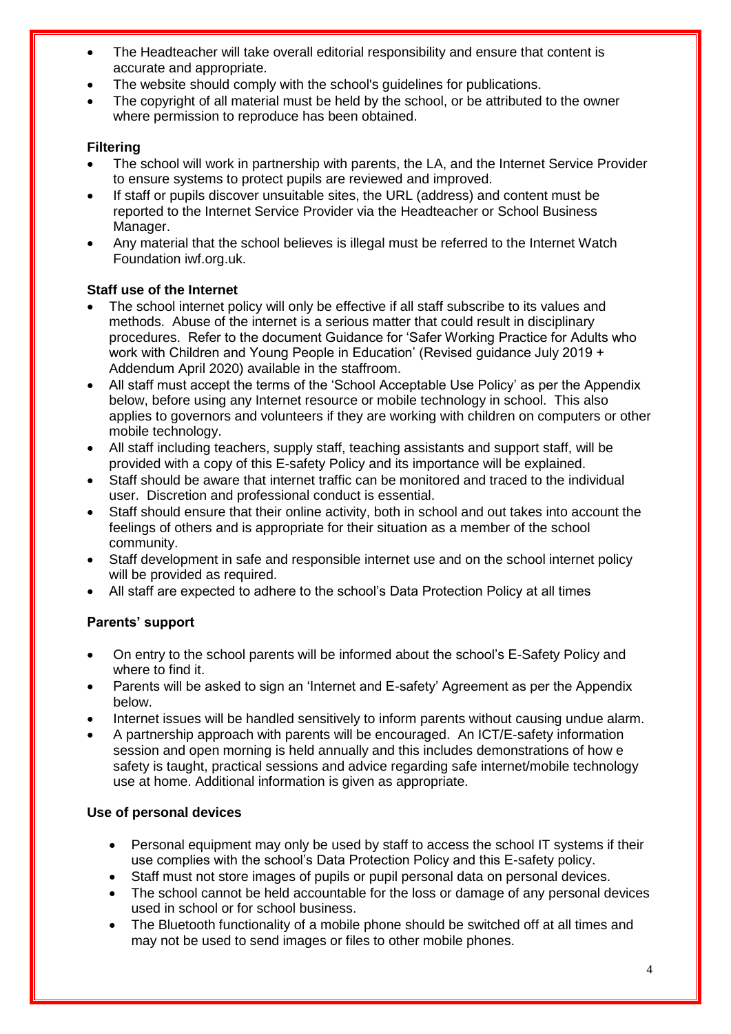- The Headteacher will take overall editorial responsibility and ensure that content is accurate and appropriate.
- The website should comply with the school's guidelines for publications.
- The copyright of all material must be held by the school, or be attributed to the owner where permission to reproduce has been obtained.

**Filtering**

- The school will work in partnership with parents, the LA, and the Internet Service Provider to ensure systems to protect pupils are reviewed and improved.
- If staff or pupils discover unsuitable sites, the URL (address) and content must be reported to the Internet Service Provider via the Headteacher or School Business Manager.
- Any material that the school believes is illegal must be referred to the Internet Watch Foundation iwf.org.uk.

**Staff use of the Internet**

- The school internet policy will only be effective if all staff subscribe to its values and methods. Abuse of the internet is a serious matter that could result in disciplinary procedures. Refer to the document Guidance for 'Safer Working Practice for Adults who work with Children and Young People in Education' (Revised guidance July 2019 + Addendum April 2020) available in the staffroom.
- All staff must accept the terms of the 'School Acceptable Use Policy' as per the Appendix below, before using any Internet resource or mobile technology in school. This also applies to governors and volunteers if they are working with children on computers or other mobile technology.
- All staff including teachers, supply staff, teaching assistants and support staff, will be provided with a copy of this E-safety Policy and its importance will be explained.
- Staff should be aware that internet traffic can be monitored and traced to the individual user. Discretion and professional conduct is essential.
- Staff should ensure that their online activity, both in school and out takes into account the feelings of others and is appropriate for their situation as a member of the school community.
- Staff development in safe and responsible internet use and on the school internet policy will be provided as required.
- All staff are expected to adhere to the school's Data Protection Policy at all times

**Parents' support**

- On entry to the school parents will be informed about the school's E-Safety Policy and where to find it.
- Parents will be asked to sign an 'Internet and E-safety' Agreement as per the Appendix below.
- Internet issues will be handled sensitively to inform parents without causing undue alarm.
- A partnership approach with parents will be encouraged. An ICT/E-safety information session and open morning is held annually and this includes demonstrations of how e safety is taught, practical sessions and advice regarding safe internet/mobile technology use at home. Additional information is given as appropriate.

**Use of personal devices**

- Personal equipment may only be used by staff to access the school IT systems if their use complies with the school's Data Protection Policy and this E-safety policy.
- Staff must not store images of pupils or pupil personal data on personal devices.
- The school cannot be held accountable for the loss or damage of any personal devices used in school or for school business.
- The Bluetooth functionality of a mobile phone should be switched off at all times and may not be used to send images or files to other mobile phones.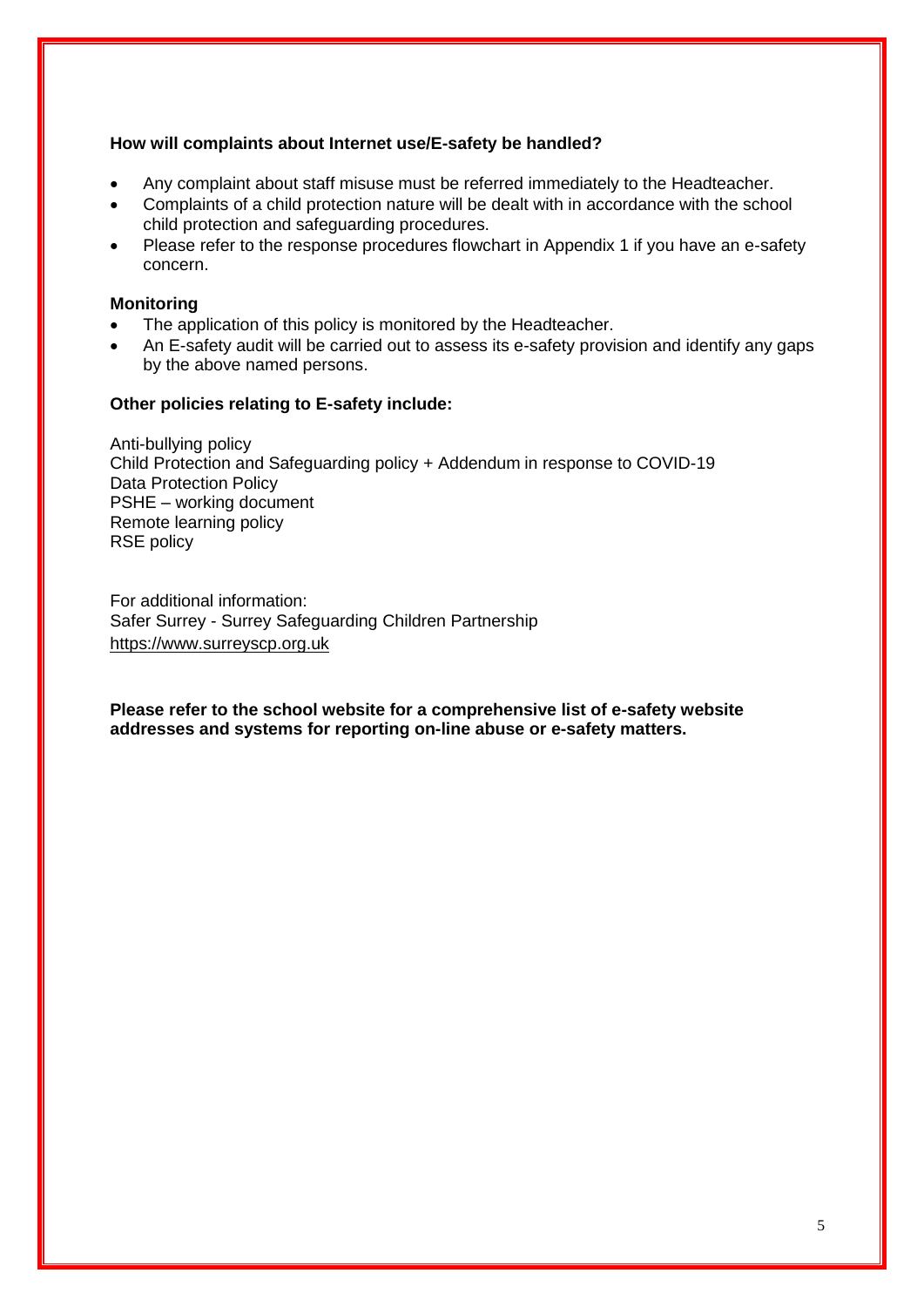**How will complaints about Internet use/E-safety be handled?**

- Any complaint about staff misuse must be referred immediately to the Headteacher.
- Complaints of a child protection nature will be dealt with in accordance with the school child protection and safeguarding procedures.
- Please refer to the response procedures flowchart in Appendix 1 if you have an e-safety concern.

**Monitoring**

- The application of this policy is monitored by the Headteacher.
- An E-safety audit will be carried out to assess its e-safety provision and identify any gaps by the above named persons.

**Other policies relating to E-safety include:**

Anti-bullying policy
Child Protection and Safeguarding policy + Addendum in response to COVID-19
Data Protection Policy
PSHE – working document
Remote learning policy
RSE policy

For additional information:
Safer Surrey - Surrey Safeguarding Children Partnership
https://www.surreyscp.org.uk

**Please refer to the school website for a comprehensive list of e-safety website addresses and systems for reporting on-line abuse or e-safety matters.**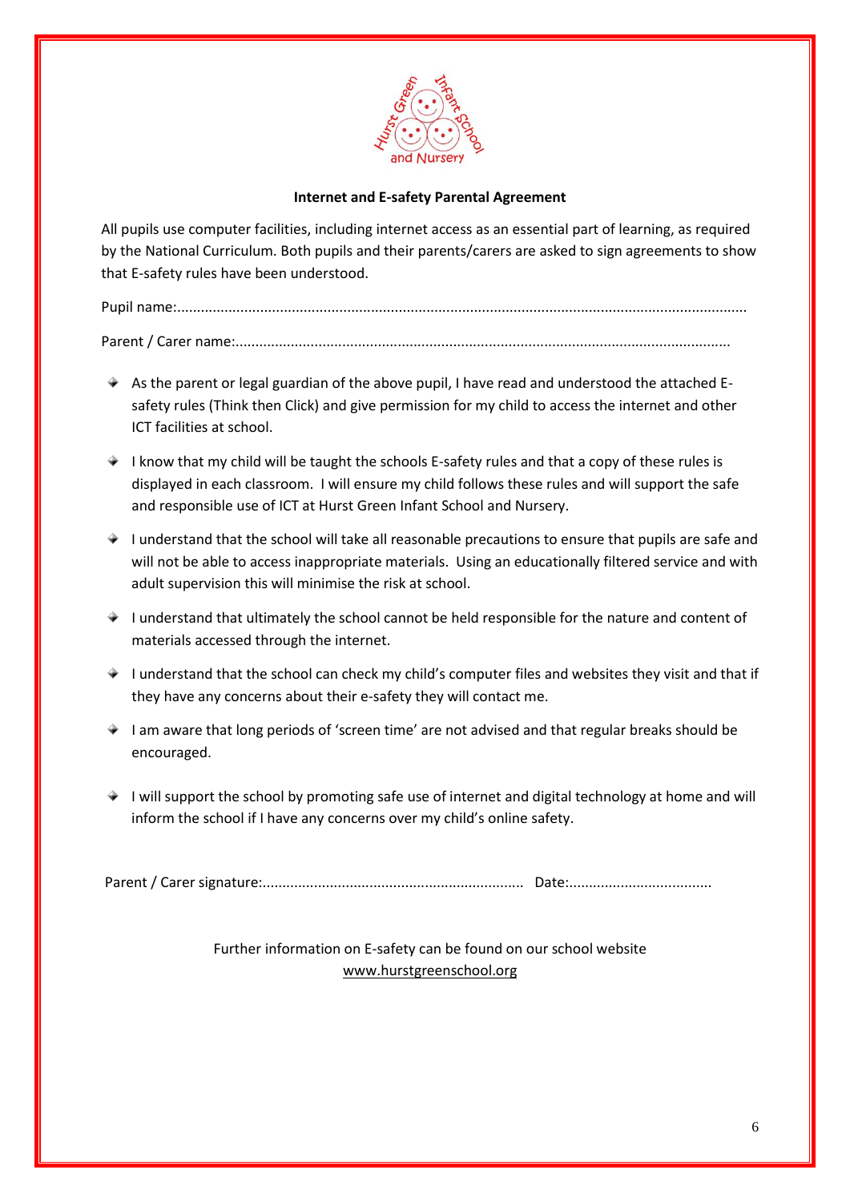**Internet and E-safety Parental Agreement**

All pupils use computer facilities, including internet access as an essential part of learning, as required by the National Curriculum. Both pupils and their parents/carers are asked to sign agreements to show that E-safety rules have been understood.

Pupil name:.............................................................................................................................................

Parent / Carer name:..........................................................................................................................

- As the parent or legal guardian of the above pupil, I have read and understood the attached E-safety rules (Think then Click) and give permission for my child to access the internet and other ICT facilities at school.
- I know that my child will be taught the schools E-safety rules and that a copy of these rules is displayed in each classroom. I will ensure my child follows these rules and will support the safe and responsible use of ICT at Hurst Green Infant School and Nursery.
- I understand that the school will take all reasonable precautions to ensure that pupils are safe and will not be able to access inappropriate materials. Using an educationally filtered service and with adult supervision this will minimise the risk at school.
- I understand that ultimately the school cannot be held responsible for the nature and content of materials accessed through the internet.
- I understand that the school can check my child's computer files and websites they visit and that if they have any concerns about their e-safety they will contact me.
- I am aware that long periods of 'screen time' are not advised and that regular breaks should be encouraged.
- I will support the school by promoting safe use of internet and digital technology at home and will inform the school if I have any concerns over my child's online safety.

Parent / Carer signature:.................................................................. Date:....................................

Further information on E-safety can be found on our school website
www.hurstgreenschool.org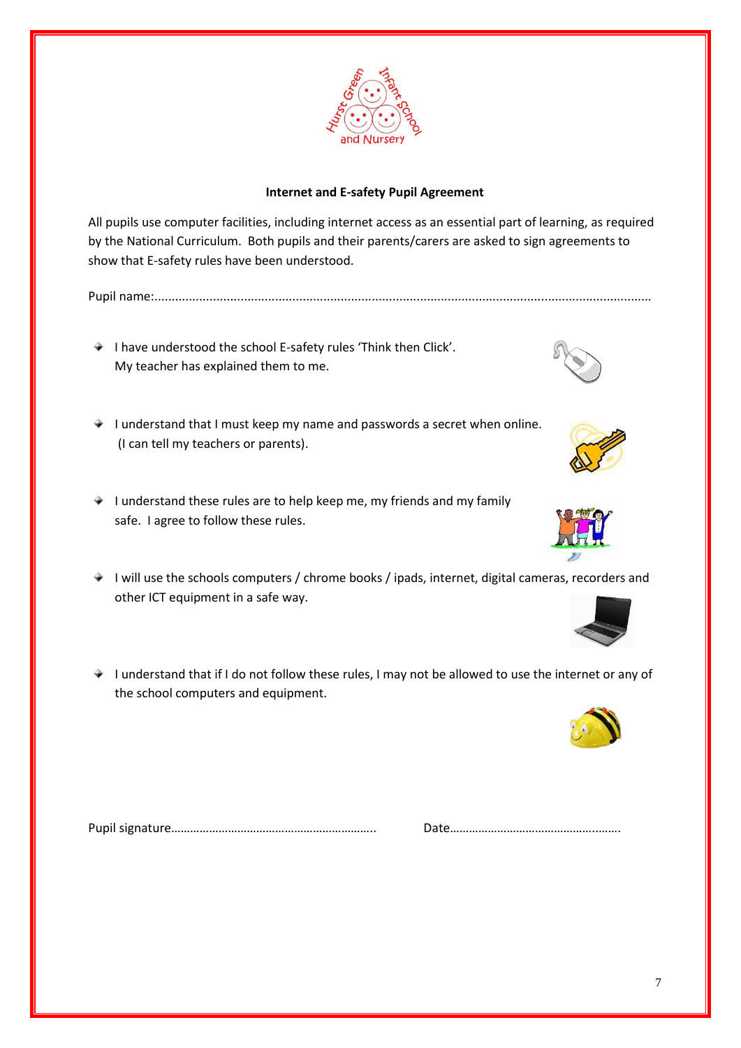Hurst Green Infant School and Nursery

**Internet and E-safety Pupil Agreement**

All pupils use computer facilities, including internet access as an essential part of learning, as required by the National Curriculum. Both pupils and their parents/carers are asked to sign agreements to show that E-safety rules have been understood.

Pupil name:..............................................................................................................................................

- I have understood the school E-safety rules 'Think then Click'. My teacher has explained them to me.
- I understand that I must keep my name and passwords a secret when online. (I can tell my teachers or parents).
- I understand these rules are to help keep me, my friends and my family safe. I agree to follow these rules.
- I will use the schools computers / chrome books / ipads, internet, digital cameras, recorders and other ICT equipment in a safe way.
- I understand that if I do not follow these rules, I may not be allowed to use the internet or any of the school computers and equipment.

Pupil signature……………………………………………………….. Date……………………………………….…….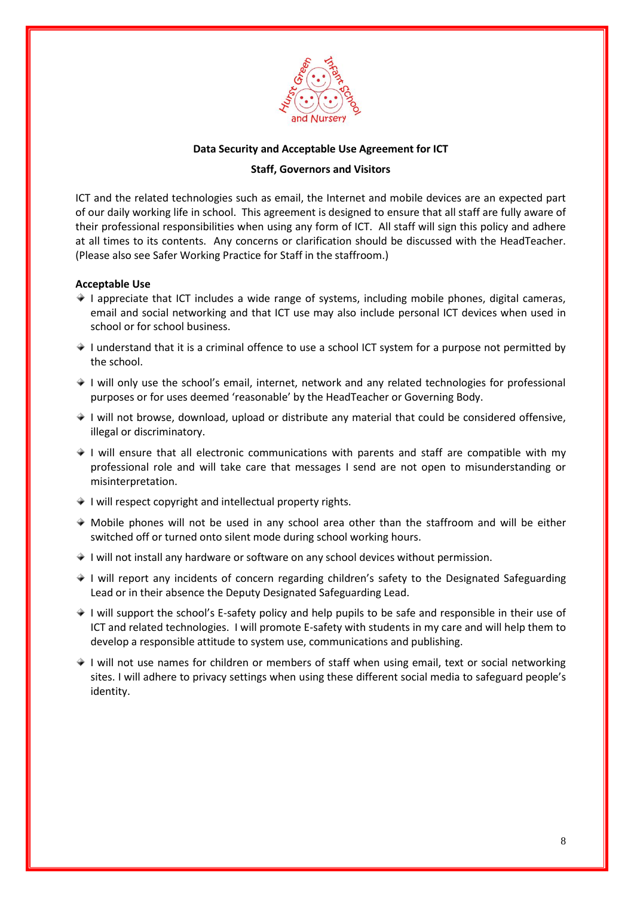**Data Security and Acceptable Use Agreement for ICT**

**Staff, Governors and Visitors**

ICT and the related technologies such as email, the Internet and mobile devices are an expected part of our daily working life in school. This agreement is designed to ensure that all staff are fully aware of their professional responsibilities when using any form of ICT. All staff will sign this policy and adhere at all times to its contents. Any concerns or clarification should be discussed with the HeadTeacher. (Please also see Safer Working Practice for Staff in the staffroom.)

**Acceptable Use**

- I appreciate that ICT includes a wide range of systems, including mobile phones, digital cameras, email and social networking and that ICT use may also include personal ICT devices when used in school or for school business.
- I understand that it is a criminal offence to use a school ICT system for a purpose not permitted by the school.
- I will only use the school's email, internet, network and any related technologies for professional purposes or for uses deemed 'reasonable' by the HeadTeacher or Governing Body.
- I will not browse, download, upload or distribute any material that could be considered offensive, illegal or discriminatory.
- I will ensure that all electronic communications with parents and staff are compatible with my professional role and will take care that messages I send are not open to misunderstanding or misinterpretation.
- I will respect copyright and intellectual property rights.
- Mobile phones will not be used in any school area other than the staffroom and will be either switched off or turned onto silent mode during school working hours.
- I will not install any hardware or software on any school devices without permission.
- I will report any incidents of concern regarding children's safety to the Designated Safeguarding Lead or in their absence the Deputy Designated Safeguarding Lead.
- I will support the school's E-safety policy and help pupils to be safe and responsible in their use of ICT and related technologies. I will promote E-safety with students in my care and will help them to develop a responsible attitude to system use, communications and publishing.
- I will not use names for children or members of staff when using email, text or social networking sites. I will adhere to privacy settings when using these different social media to safeguard people's identity.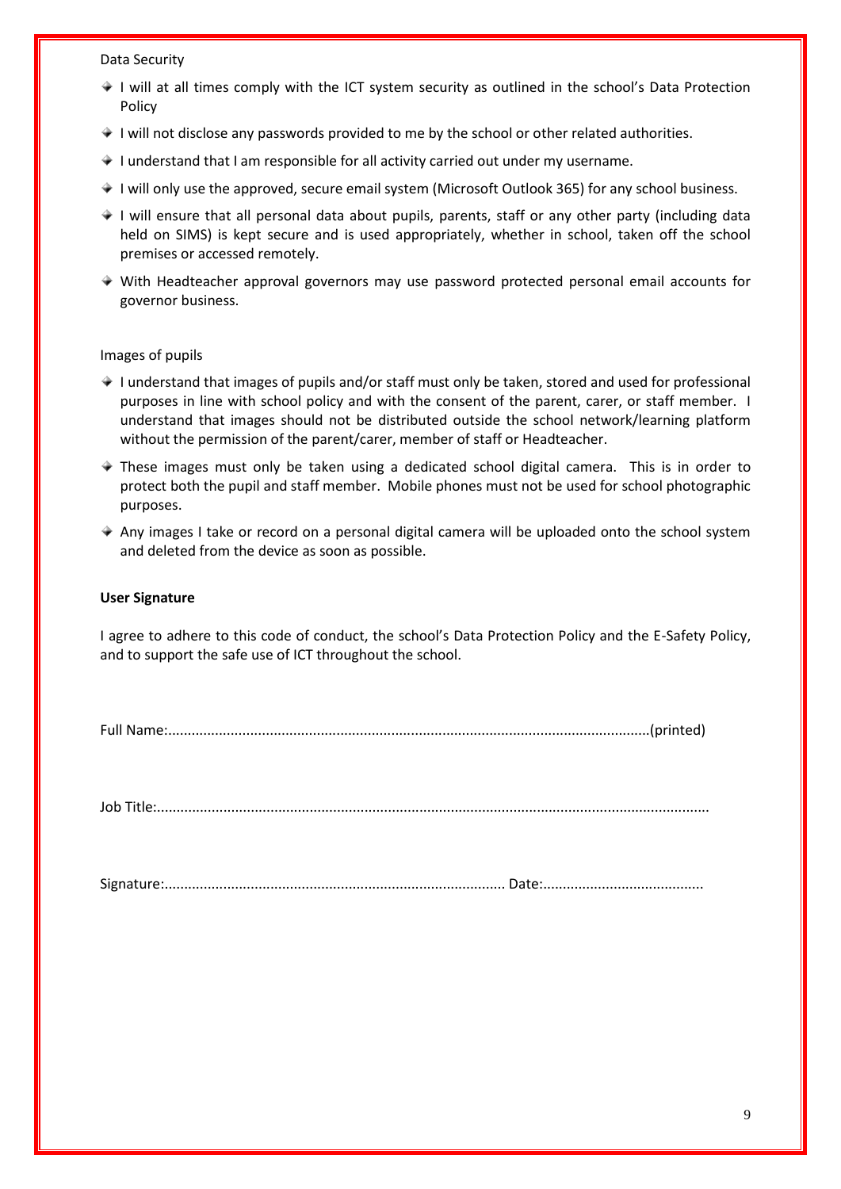Data Security

- I will at all times comply with the ICT system security as outlined in the school's Data Protection Policy
- I will not disclose any passwords provided to me by the school or other related authorities.
- I understand that I am responsible for all activity carried out under my username.
- I will only use the approved, secure email system (Microsoft Outlook 365) for any school business.
- I will ensure that all personal data about pupils, parents, staff or any other party (including data held on SIMS) is kept secure and is used appropriately, whether in school, taken off the school premises or accessed remotely.
- With Headteacher approval governors may use password protected personal email accounts for governor business.

Images of pupils

- I understand that images of pupils and/or staff must only be taken, stored and used for professional purposes in line with school policy and with the consent of the parent, carer, or staff member. I understand that images should not be distributed outside the school network/learning platform without the permission of the parent/carer, member of staff or Headteacher.
- These images must only be taken using a dedicated school digital camera. This is in order to protect both the pupil and staff member. Mobile phones must not be used for school photographic purposes.
- Any images I take or record on a personal digital camera will be uploaded onto the school system and deleted from the device as soon as possible.

**User Signature**

I agree to adhere to this code of conduct, the school's Data Protection Policy and the E-Safety Policy, and to support the safe use of ICT throughout the school.

Full Name:..........................................................................................................................(printed)

Job Title:...........................................................................................................................................

Signature:....................................................................................... Date:.........................................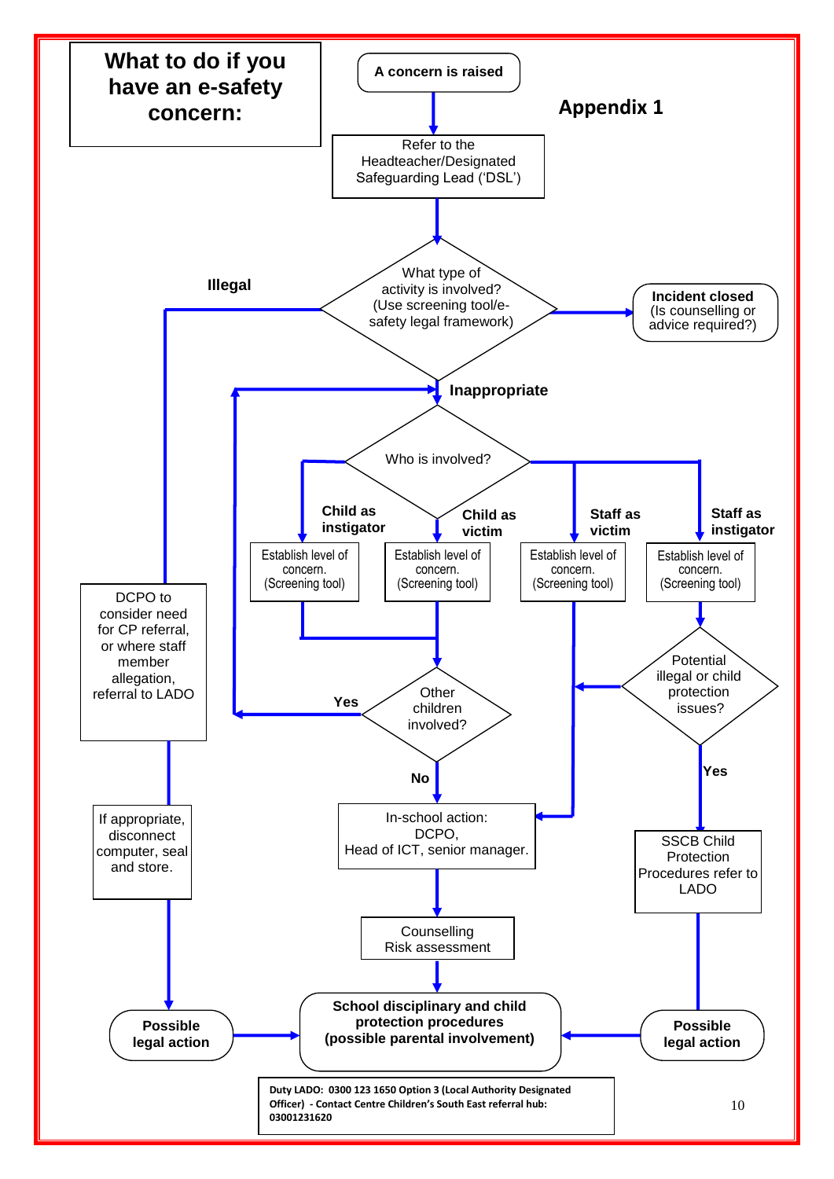# What to do if you have an e-safety concern:

## Appendix 1

A concern is raised

Refer to the Headteacher/Designated Safeguarding Lead ('DSL')

What type of activity is involved? (Use screening tool/e-safety legal framework)

**Incident closed** (Is counselling or advice required?)

**Illegal**

DCPO to consider need for CP referral, or where staff member allegation, referral to LADO

If appropriate, disconnect computer, seal and store.

**Possible legal action**

**Inappropriate**

Who is involved?

**Child as instigator**

Establish level of concern. (Screening tool)

**Child as victim**

Establish level of concern. (Screening tool)

**Staff as victim**

Establish level of concern. (Screening tool)

**Staff as instigator**

Establish level of concern. (Screening tool)

Other children involved?

**Yes**

**No**

In-school action: DCPO, Head of ICT, senior manager.

Counselling Risk assessment

Potential illegal or child protection issues?

**Yes**

SSCB Child Protection Procedures refer to LADO

**Possible legal action**

**School disciplinary and child protection procedures (possible parental involvement)**

**Duty LADO: 0300 123 1650 Option 3 (Local Authority Designated Officer) - Contact Centre Children's South East referral hub: 03001231620**